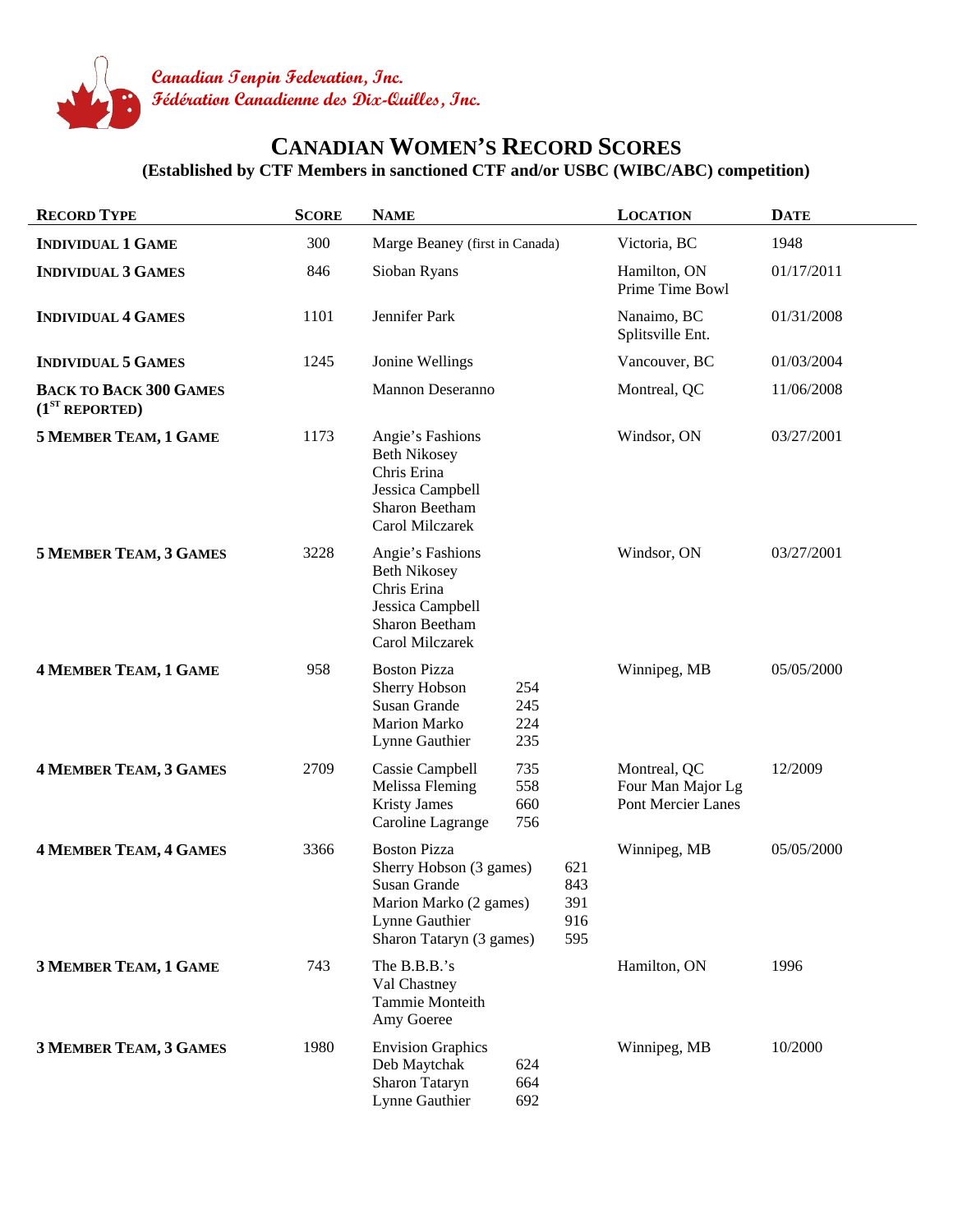Canadian Tenpin Federation, Inc.
Fédération Canadienne des Dix-Quilles, Inc.

# Canadian Women's Record Scores

**(Established by CTF Members in sanctioned CTF and/or USBC (WIBC/ABC) competition)**

| Record Type | Score | Name | Location | Date |
|---|---|---|---|---|
| **Individual 1 Game** | 300 | Marge Beaney (first in Canada) | Victoria, BC | 1948 |
| **Individual 3 Games** | 846 | Sioban Ryans | Hamilton, ON<br>Prime Time Bowl | 01/17/2011 |
| **Individual 4 Games** | 1101 | Jennifer Park | Nanaimo, BC<br>Splitsville Ent. | 01/31/2008 |
| **Individual 5 Games** | 1245 | Jonine Wellings | Vancouver, BC | 01/03/2004 |
| **Back to Back 300 Games (1st Reported)** | | Mannon Deseranno | Montreal, QC | 11/06/2008 |
| **5 Member Team, 1 Game** | 1173 | Angie's Fashions<br>Beth Nikosey<br>Chris Erina<br>Jessica Campbell<br>Sharon Beetham<br>Carol Milczarek | Windsor, ON | 03/27/2001 |
| **5 Member Team, 3 Games** | 3228 | Angie's Fashions<br>Beth Nikosey<br>Chris Erina<br>Jessica Campbell<br>Sharon Beetham<br>Carol Milczarek | Windsor, ON | 03/27/2001 |
| **4 Member Team, 1 Game** | 958 | Boston Pizza<br>Sherry Hobson 254<br>Susan Grande 245<br>Marion Marko 224<br>Lynne Gauthier 235 | Winnipeg, MB | 05/05/2000 |
| **4 Member Team, 3 Games** | 2709 | Cassie Campbell 735<br>Melissa Fleming 558<br>Kristy James 660<br>Caroline Lagrange 756 | Montreal, QC<br>Four Man Major Lg<br>Pont Mercier Lanes | 12/2009 |
| **4 Member Team, 4 Games** | 3366 | Boston Pizza<br>Sherry Hobson (3 games) 621<br>Susan Grande 843<br>Marion Marko (2 games) 391<br>Lynne Gauthier 916<br>Sharon Tataryn (3 games) 595 | Winnipeg, MB | 05/05/2000 |
| **3 Member Team, 1 Game** | 743 | The B.B.B.'s<br>Val Chastney<br>Tammie Monteith<br>Amy Goeree | Hamilton, ON | 1996 |
| **3 Member Team, 3 Games** | 1980 | Envision Graphics<br>Deb Maytchak 624<br>Sharon Tataryn 664<br>Lynne Gauthier 692 | Winnipeg, MB | 10/2000 |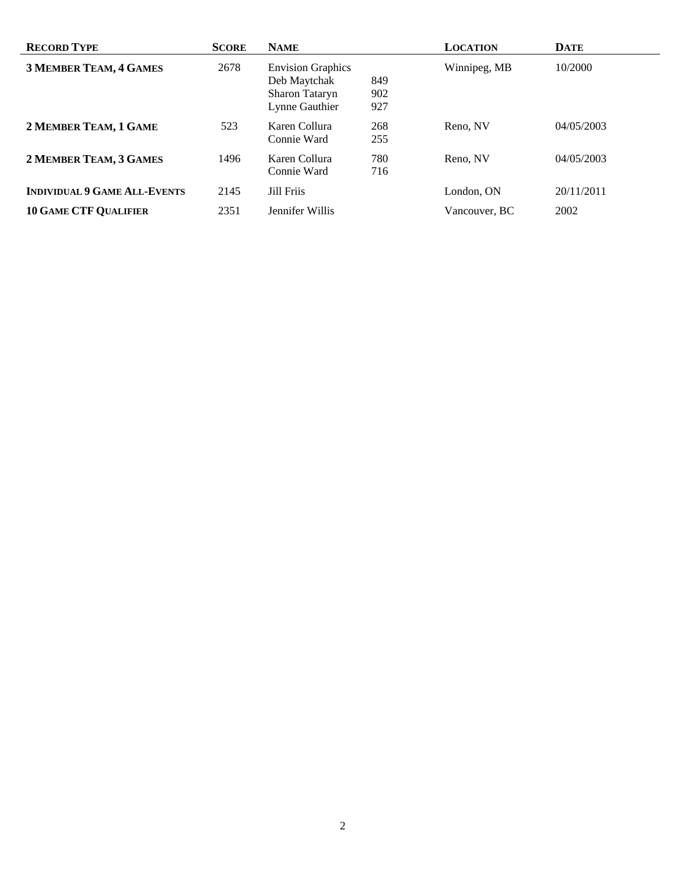| RECORD TYPE | SCORE | NAME | | LOCATION | DATE |
|---|---|---|---|---|---|
| **3 MEMBER TEAM, 4 GAMES** | 2678 | Envision Graphics | | Winnipeg, MB | 10/2000 |
| | | Deb Maytchak | 849 | | |
| | | Sharon Tataryn | 902 | | |
| | | Lynne Gauthier | 927 | | |
| **2 MEMBER TEAM, 1 GAME** | 523 | Karen Collura | 268 | Reno, NV | 04/05/2003 |
| | | Connie Ward | 255 | | |
| **2 MEMBER TEAM, 3 GAMES** | 1496 | Karen Collura | 780 | Reno, NV | 04/05/2003 |
| | | Connie Ward | 716 | | |
| **INDIVIDUAL 9 GAME ALL-EVENTS** | 2145 | Jill Friis | | London, ON | 20/11/2011 |
| **10 GAME CTF QUALIFIER** | 2351 | Jennifer Willis | | Vancouver, BC | 2002 |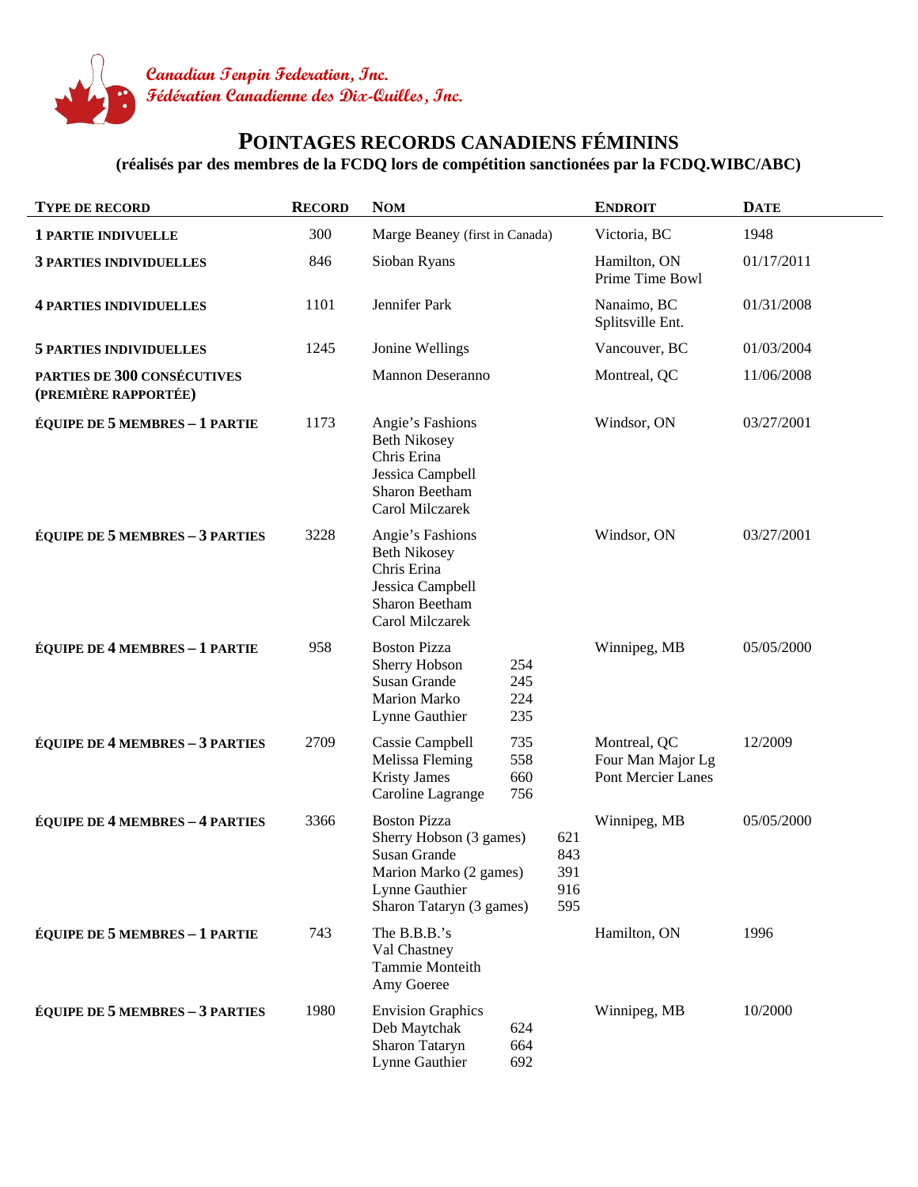**Canadian Tenpin Federation, Inc.**
**Fédération Canadienne des Dix-Quilles, Inc.**

# POINTAGES RECORDS CANADIENS FÉMININS

### (réalisés par des membres de la FCDQ lors de compétition sanctionées par la FCDQ.WIBC/ABC)

| TYPE DE RECORD | RECORD | NOM | ENDROIT | DATE |
|---|---|---|---|---|
| **1 PARTIE INDIVUELLE** | 300 | Marge Beaney (first in Canada) | Victoria, BC | 1948 |
| **3 PARTIES INDIVIDUELLES** | 846 | Sioban Ryans | Hamilton, ON<br>Prime Time Bowl | 01/17/2011 |
| **4 PARTIES INDIVIDUELLES** | 1101 | Jennifer Park | Nanaimo, BC<br>Splitsville Ent. | 01/31/2008 |
| **5 PARTIES INDIVIDUELLES** | 1245 | Jonine Wellings | Vancouver, BC | 01/03/2004 |
| **PARTIES DE 300 CONSÉCUTIVES (PREMIÈRE RAPPORTÉE)** | | Mannon Deseranno | Montreal, QC | 11/06/2008 |
| **ÉQUIPE DE 5 MEMBRES – 1 PARTIE** | 1173 | Angie's Fashions<br>Beth Nikosey<br>Chris Erina<br>Jessica Campbell<br>Sharon Beetham<br>Carol Milczarek | Windsor, ON | 03/27/2001 |
| **ÉQUIPE DE 5 MEMBRES – 3 PARTIES** | 3228 | Angie's Fashions<br>Beth Nikosey<br>Chris Erina<br>Jessica Campbell<br>Sharon Beetham<br>Carol Milczarek | Windsor, ON | 03/27/2001 |
| **ÉQUIPE DE 4 MEMBRES – 1 PARTIE** | 958 | Boston Pizza<br>Sherry Hobson 254<br>Susan Grande 245<br>Marion Marko 224<br>Lynne Gauthier 235 | Winnipeg, MB | 05/05/2000 |
| **ÉQUIPE DE 4 MEMBRES – 3 PARTIES** | 2709 | Cassie Campbell 735<br>Melissa Fleming 558<br>Kristy James 660<br>Caroline Lagrange 756 | Montreal, QC<br>Four Man Major Lg<br>Pont Mercier Lanes | 12/2009 |
| **ÉQUIPE DE 4 MEMBRES – 4 PARTIES** | 3366 | Boston Pizza<br>Sherry Hobson (3 games) 621<br>Susan Grande 843<br>Marion Marko (2 games) 391<br>Lynne Gauthier 916<br>Sharon Tataryn (3 games) 595 | Winnipeg, MB | 05/05/2000 |
| **ÉQUIPE DE 5 MEMBRES – 1 PARTIE** | 743 | The B.B.B.'s<br>Val Chastney<br>Tammie Monteith<br>Amy Goeree | Hamilton, ON | 1996 |
| **ÉQUIPE DE 5 MEMBRES – 3 PARTIES** | 1980 | Envision Graphics<br>Deb Maytchak 624<br>Sharon Tataryn 664<br>Lynne Gauthier 692 | Winnipeg, MB | 10/2000 |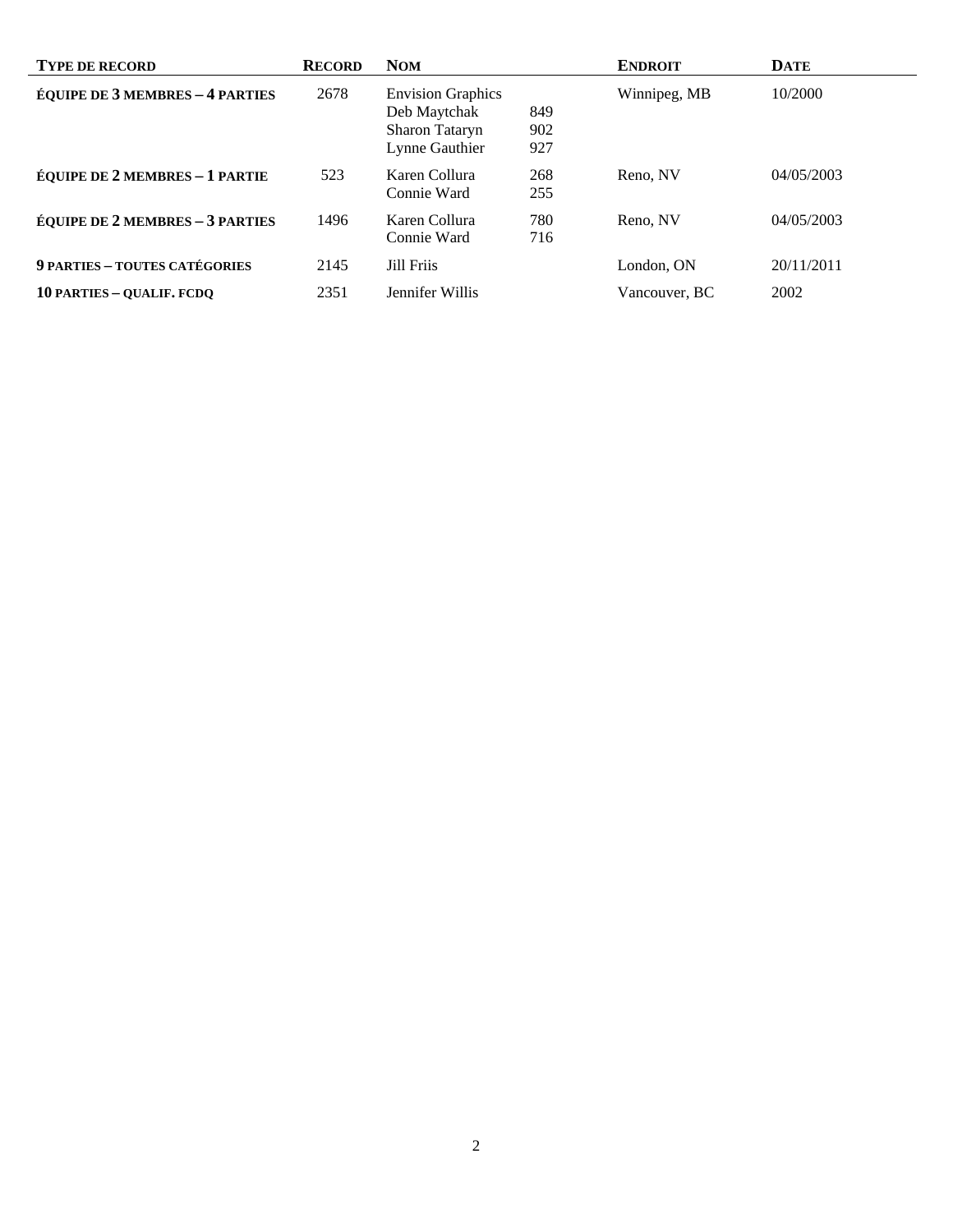| **Type de record** | **Record** | **Nom** | | **Endroit** | **Date** |
|---|---|---|---|---|---|
| **Équipe de 3 membres – 4 parties** | 2678 | Envision Graphics | | Winnipeg, MB | 10/2000 |
| | | Deb Maytchak | 849 | | |
| | | Sharon Tataryn | 902 | | |
| | | Lynne Gauthier | 927 | | |
| **Équipe de 2 membres – 1 partie** | 523 | Karen Collura | 268 | Reno, NV | 04/05/2003 |
| | | Connie Ward | 255 | | |
| **Équipe de 2 membres – 3 parties** | 1496 | Karen Collura | 780 | Reno, NV | 04/05/2003 |
| | | Connie Ward | 716 | | |
| **9 parties – toutes catégories** | 2145 | Jill Friis | | London, ON | 20/11/2011 |
| **10 parties – qualif. FCDQ** | 2351 | Jennifer Willis | | Vancouver, BC | 2002 |